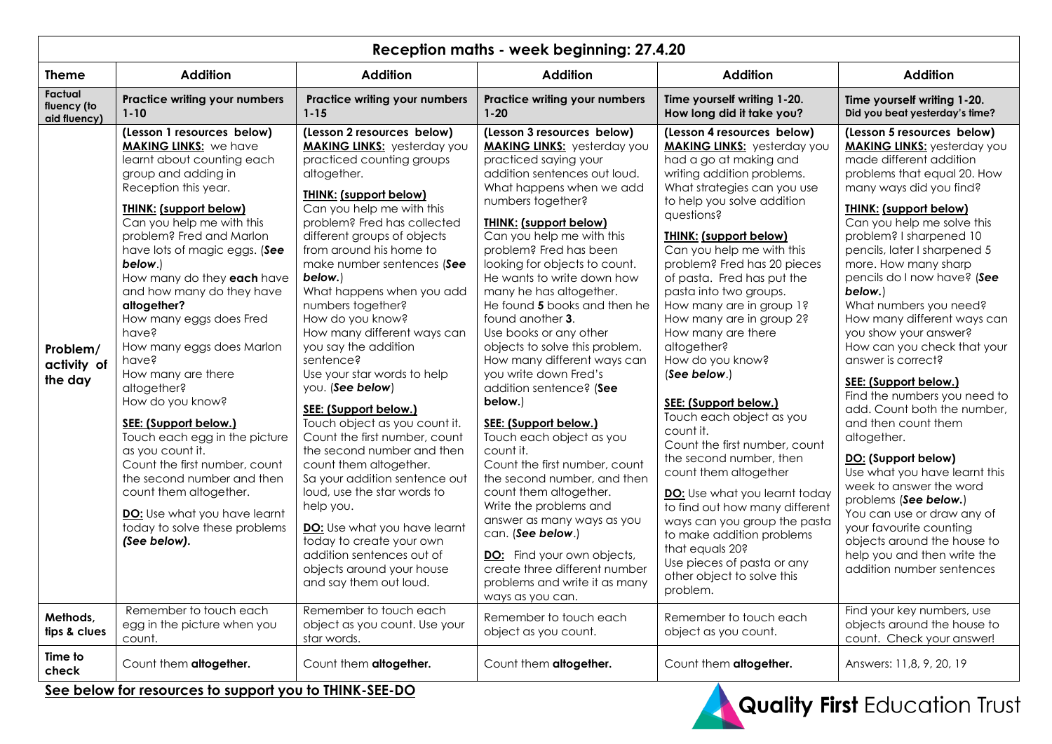| Reception maths - week beginning: 27.4.20 | | | | | |
|---|---|---|---|---|---|
| **Theme** | **Addition** | **Addition** | **Addition** | **Addition** | **Addition** |
| **Factual fluency (to aid fluency)** | **Practice writing your numbers 1-10** | **Practice writing your numbers 1-15** | **Practice writing your numbers 1-20** | **Time yourself writing 1-20. How long did it take you?** | **Time yourself writing 1-20. Did you beat yesterday's time?** |
| **Problem/ activity of the day** | **(Lesson 1 resources below)** <br> **MAKING LINKS:** we have learnt about counting each group and adding in Reception this year. <br> **THINK: (support below)** <br> Can you help me with this problem? Fred and Marlon have lots of magic eggs. (***See below***.) <br> How many do they **each** have and how many do they have **altogether?** <br> How many eggs does Fred have? <br> How many eggs does Marlon have? <br> How many are there altogether? <br> How do you know? <br> **SEE: (Support below.)** <br> Touch each egg in the picture as you count it. <br> Count the first number, count the second number and then count them altogether. <br> **DO:** Use what you have learnt today to solve these problems ***(See below).*** | **(Lesson 2 resources below)** <br> **MAKING LINKS:** yesterday you practiced counting groups altogether. <br> **THINK: (support below)** <br> Can you help me with this problem? Fred has collected different groups of objects from around his home to make number sentences (***See below.***) <br> What happens when you add numbers together? <br> How do you know? <br> How many different ways can you say the addition sentence? <br> Use your star words to help you. (***See below***) <br> **SEE: (Support below.)** <br> Touch object as you count it. Count the first number, count the second number and then count them altogether. <br> Sa your addition sentence out loud, use the star words to help you. <br> **DO:** Use what you have learnt today to create your own addition sentences out of objects around your house and say them out loud. | **(Lesson 3 resources below)** <br> **MAKING LINKS:** yesterday you practiced saying your addition sentences out loud. What happens when we add numbers together? <br> **THINK: (support below)** <br> Can you help me with this problem? Fred has been looking for objects to count. He wants to write down how many he has altogether. <br> He found **5** books and then he found another **3**. <br> Use books or any other objects to solve this problem. How many different ways can you write down Fred's addition sentence? (**See below.**) <br> **SEE: (Support below.)** <br> Touch each object as you count it. <br> Count the first number, count the second number, and then count them altogether. <br> Write the problems and answer as many ways as you can. (***See below***.) <br> **DO:** Find your own objects, create three different number problems and write it as many ways as you can. | **(Lesson 4 resources below)** <br> **MAKING LINKS:** yesterday you had a go at making and writing addition problems. What strategies can you use to help you solve addition questions? <br> **THINK: (support below)** <br> Can you help me with this problem? Fred has 20 pieces of pasta. Fred has put the pasta into two groups. <br> How many are in group 1? <br> How many are in group 2? <br> How many are there altogether? <br> How do you know? <br> (***See below***.) <br> **SEE: (Support below.)** <br> Touch each object as you count it. <br> Count the first number, count the second number, then count them altogether <br> **DO:** Use what you learnt today to find out how many different ways can you group the pasta to make addition problems that equals 20? <br> Use pieces of pasta or any other object to solve this problem. | **(Lesson 5 resources below)** <br> **MAKING LINKS:** yesterday you made different addition problems that equal 20. How many ways did you find? <br> **THINK: (support below)** <br> Can you help me solve this problem? I sharpened 10 pencils, later I sharpened 5 more. How many sharp pencils do I now have? (***See below.***) <br> What numbers you need? <br> How many different ways can you show your answer? <br> How can you check that your answer is correct? <br> **SEE: (Support below.)** <br> Find the numbers you need to add. Count both the number, and then count them altogether. <br> **DO: (Support below)** <br> Use what you have learnt this week to answer the word problems (***See below.***) <br> You can use or draw any of your favourite counting objects around the house to help you and then write the addition number sentences |
| **Methods, tips & clues** | Remember to touch each egg in the picture when you count. | Remember to touch each object as you count. Use your star words. | Remember to touch each object as you count. | Remember to touch each object as you count. | Find your key numbers, use objects around the house to count. Check your answer! |
| **Time to check** | Count them **altogether.** | Count them **altogether.** | Count them **altogether.** | Count them **altogether.** | Answers: 11,8, 9, 20, 19 |

**See below for resources to support you to THINK-SEE-DO**

**Quality First** Education Trust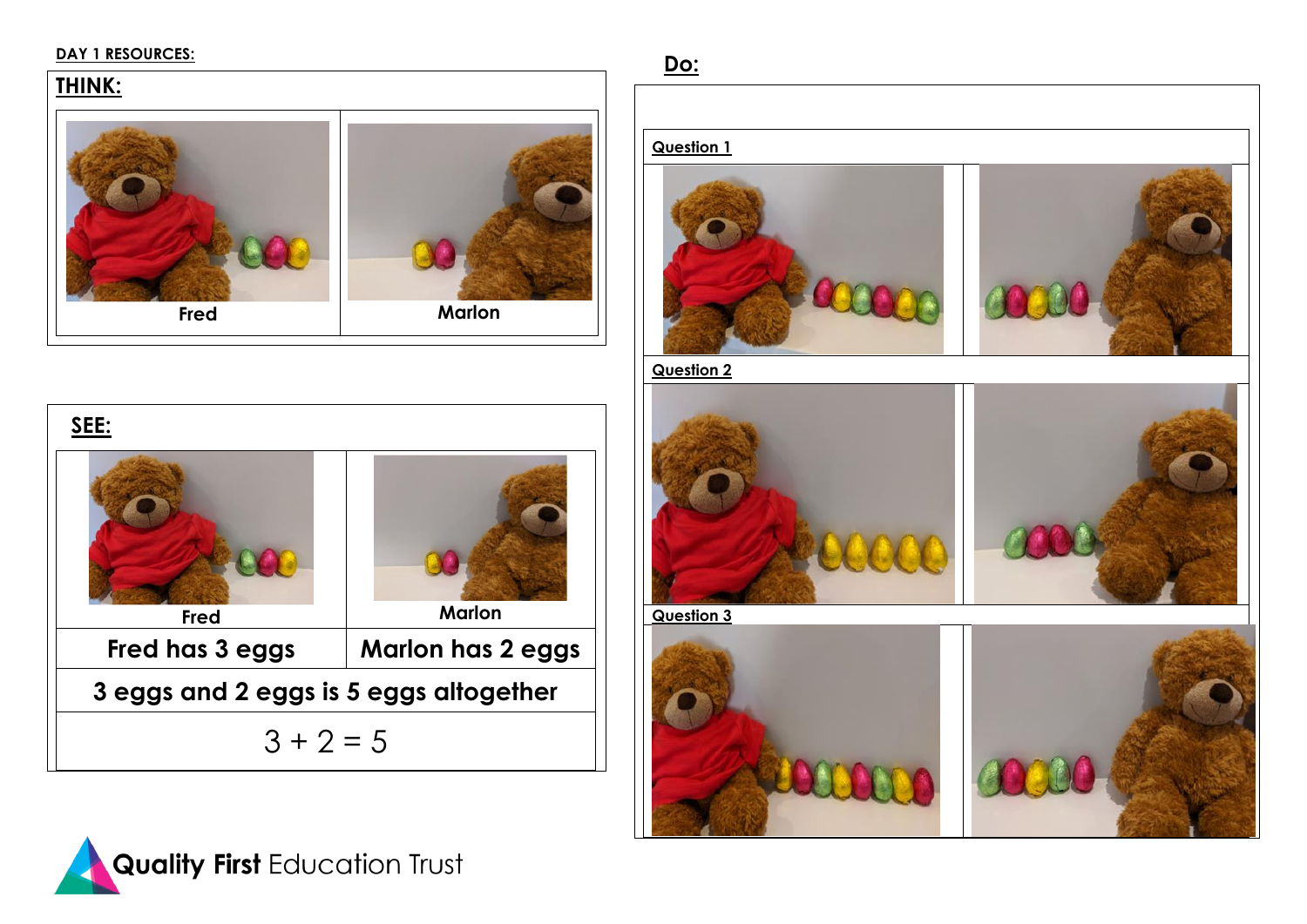**DAY 1 RESOURCES:**

## THINK:

| Fred | Marlon |
|---|---|

## SEE:

| Fred | Marlon |
|---|---|
| Fred has 3 eggs | Marlon has 2 eggs |
| 3 eggs and 2 eggs is 5 eggs altogether | |
| $3 + 2 = 5$ | |

## Do:

**Question 1**

**Question 2**

**Question 3**

**Quality First** Education Trust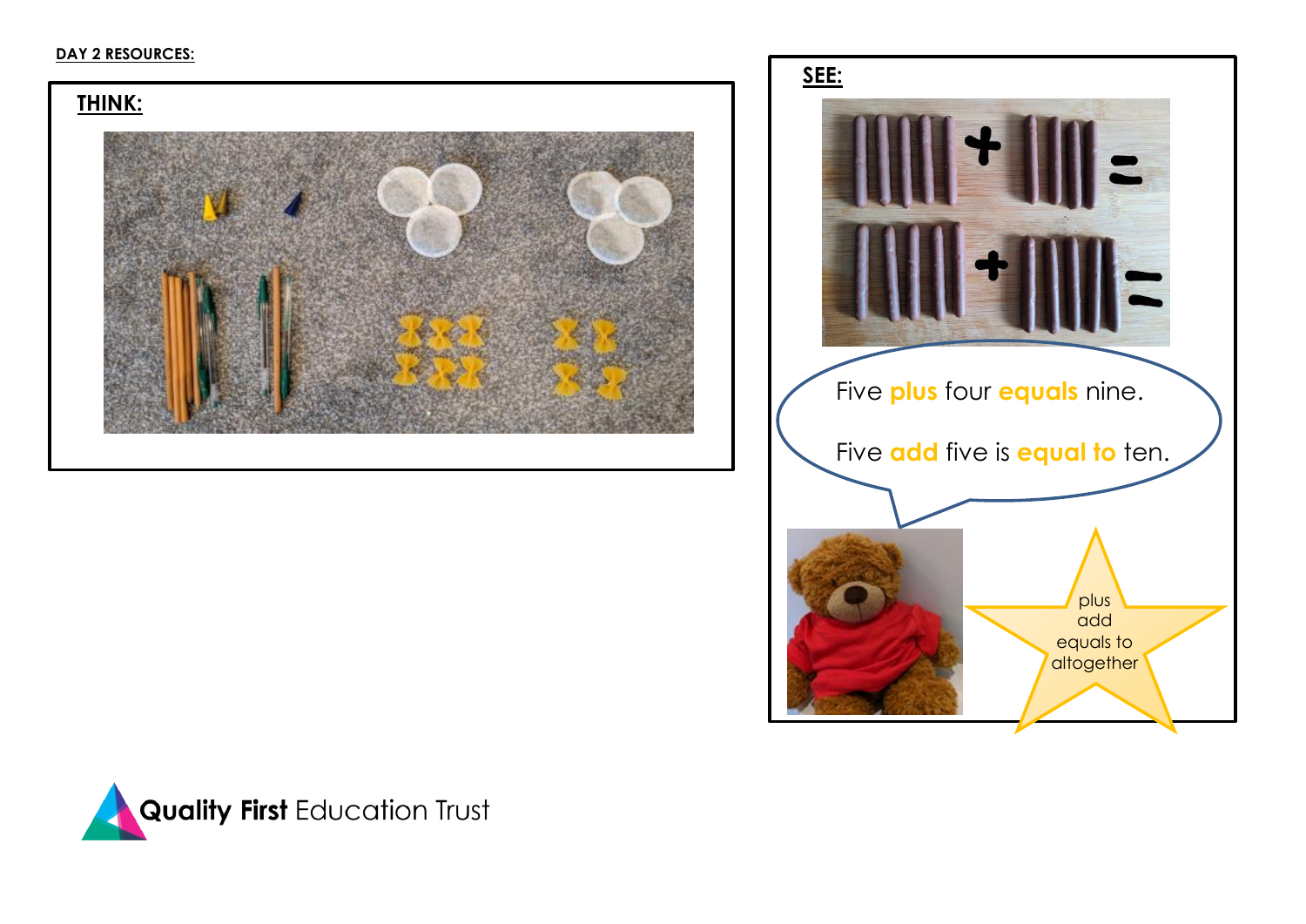**DAY 2 RESOURCES:**

## THINK:

## SEE:

Five **plus** four **equals** nine.

Five **add** five is **equal to** ten.

plus
add
equals to
altogether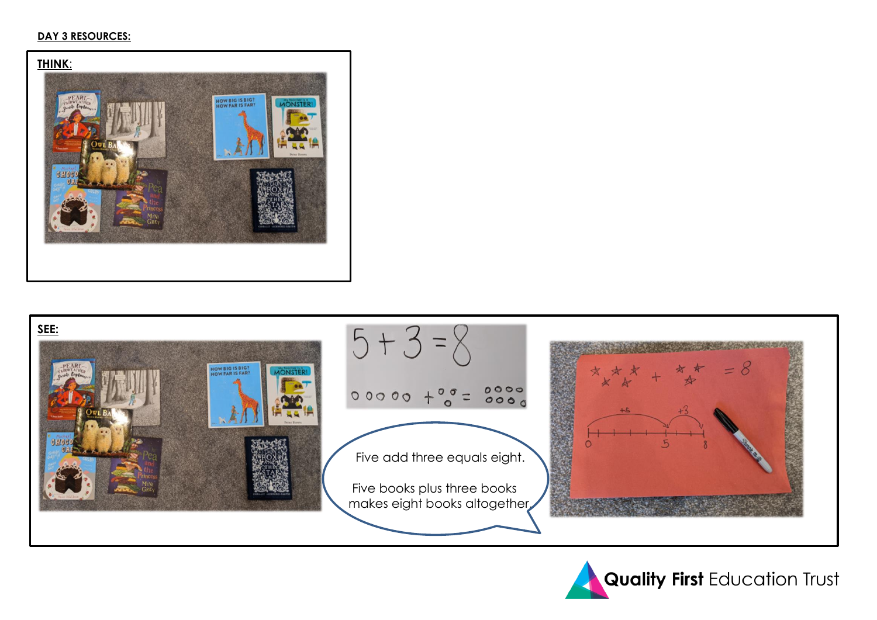**DAY 3 RESOURCES:**

**THINK:**

**SEE:**

$5 + 3 = 8$

Five add three equals eight.

Five books plus three books makes eight books altogether.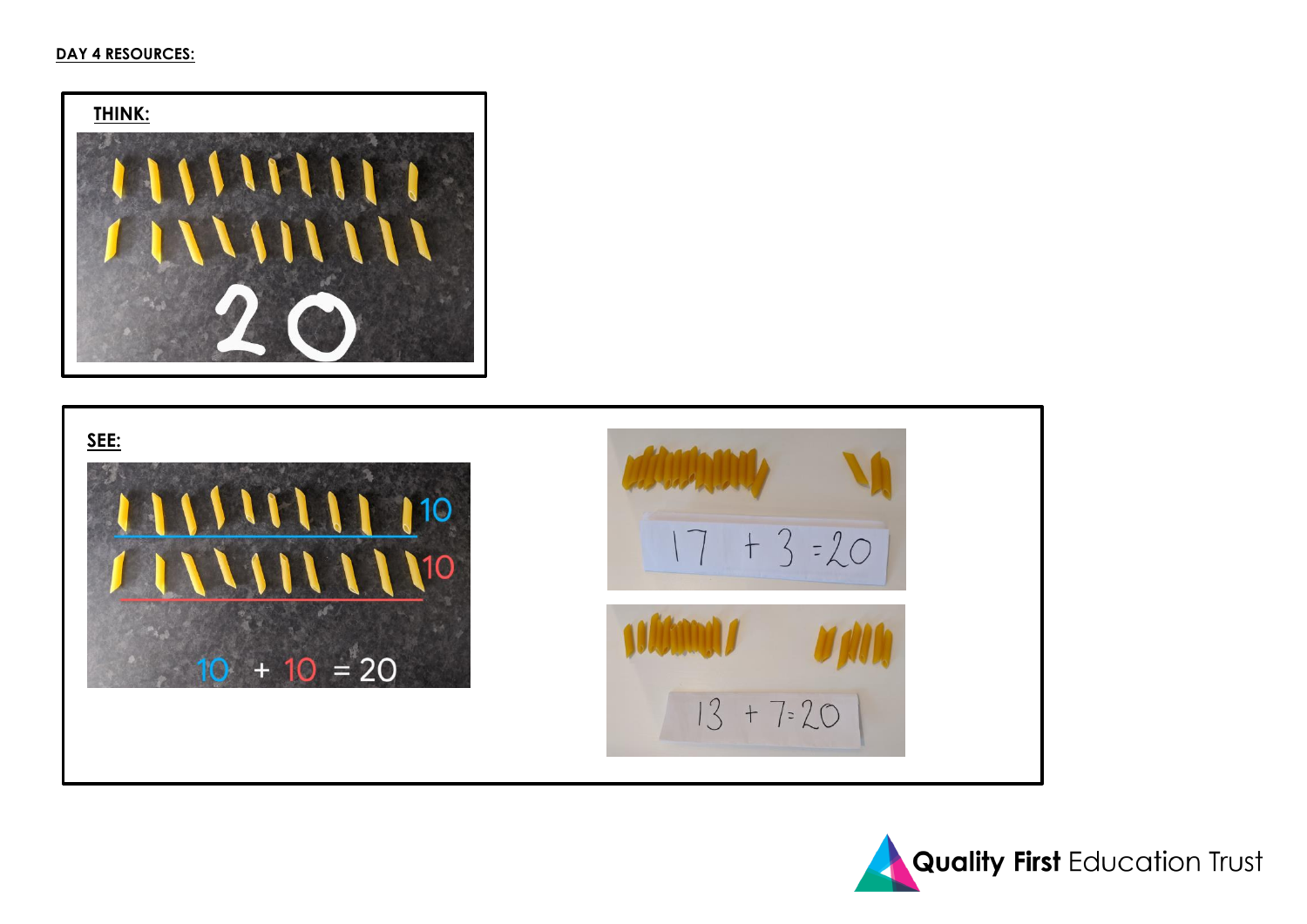**DAY 4 RESOURCES:**

**THINK:**

20

**SEE:**

10

10

10 + 10 = 20

17 + 3 = 20

13 + 7 = 20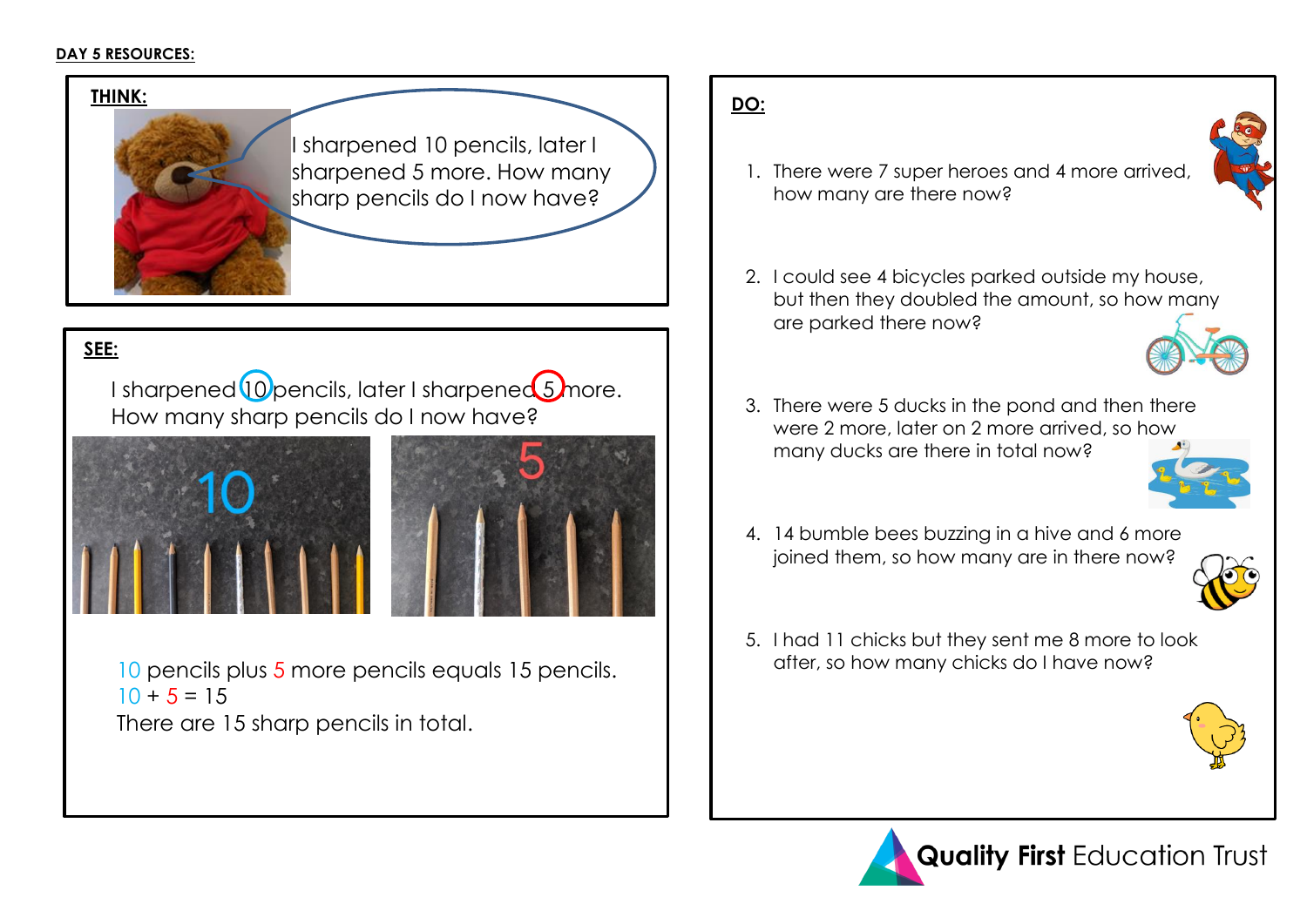**DAY 5 RESOURCES:**

**THINK:**

I sharpened 10 pencils, later I sharpened 5 more. How many sharp pencils do I now have?

**SEE:**

I sharpened 10 pencils, later I sharpened 5 more. How many sharp pencils do I now have?

10 pencils plus 5 more pencils equals 15 pencils.

10 + 5 = 15

There are 15 sharp pencils in total.

**DO:**

1. There were 7 super heroes and 4 more arrived, how many are there now?
2. I could see 4 bicycles parked outside my house, but then they doubled the amount, so how many are parked there now?
3. There were 5 ducks in the pond and then there were 2 more, later on 2 more arrived, so how many ducks are there in total now?
4. 14 bumble bees buzzing in a hive and 6 more joined them, so how many are in there now?
5. I had 11 chicks but they sent me 8 more to look after, so how many chicks do I have now?

**Quality First** Education Trust